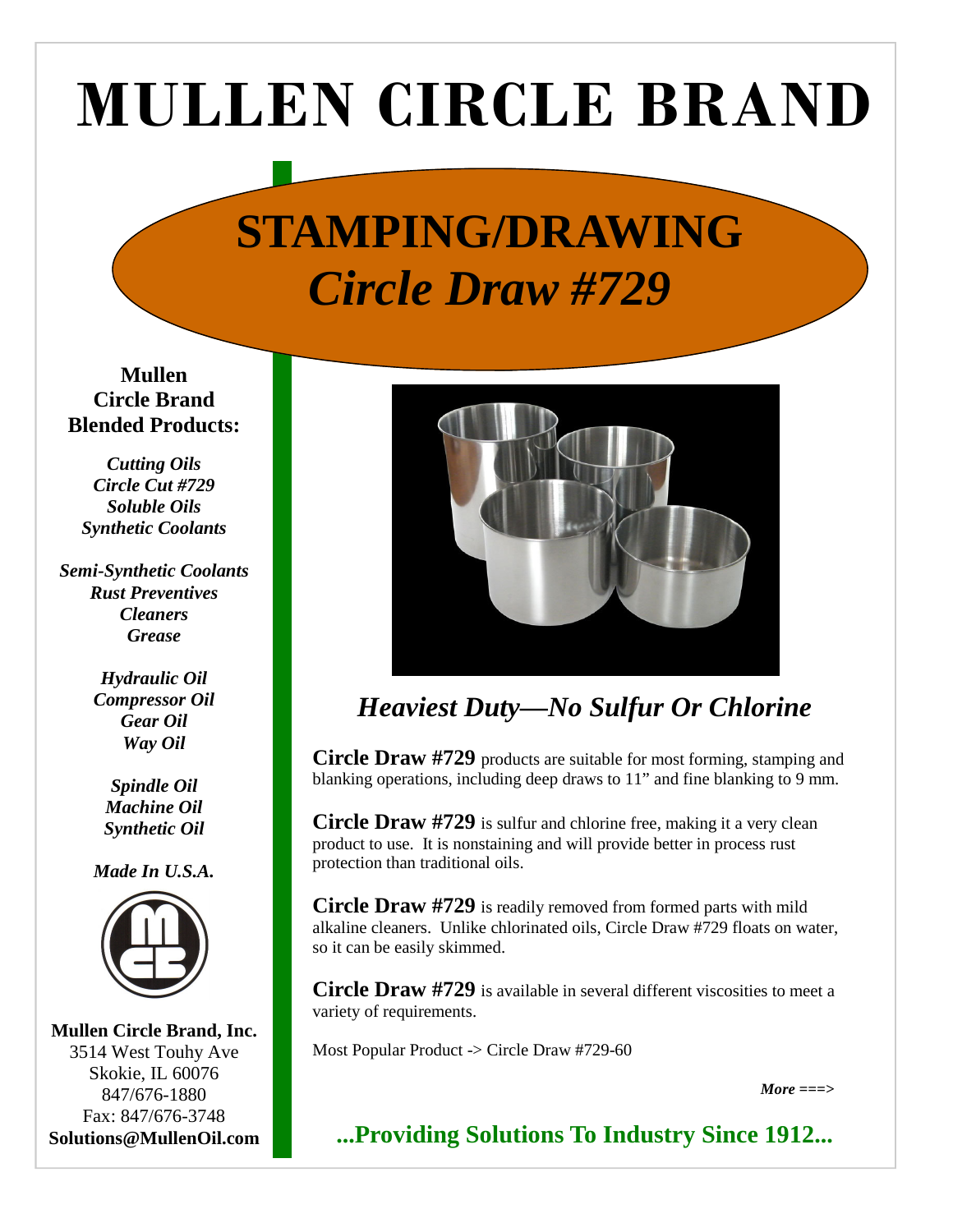# MULLEN CIRCLE BRAND

## STAMPING/DRAWING

## *Circle Draw #729*

**Mullen Circle Brand Blended Products:**

***Cutting Oils***
***Circle Cut #729***
***Soluble Oils***
***Synthetic Coolants***

***Semi-Synthetic Coolants***
***Rust Preventives***
***Cleaners***
***Grease***

***Hydraulic Oil***
***Compressor Oil***
***Gear Oil***
***Way Oil***

***Spindle Oil***
***Machine Oil***
***Synthetic Oil***

***Made In U.S.A.***

**Mullen Circle Brand, Inc.**
3514 West Touhy Ave
Skokie, IL 60076
847/676-1880
Fax: 847/676-3748
**Solutions@MullenOil.com**

### *Heaviest Duty—No Sulfur Or Chlorine*

**Circle Draw #729** products are suitable for most forming, stamping and blanking operations, including deep draws to 11" and fine blanking to 9 mm.

**Circle Draw #729** is sulfur and chlorine free, making it a very clean product to use. It is nonstaining and will provide better in process rust protection than traditional oils.

**Circle Draw #729** is readily removed from formed parts with mild alkaline cleaners. Unlike chlorinated oils, Circle Draw #729 floats on water, so it can be easily skimmed.

**Circle Draw #729** is available in several different viscosities to meet a variety of requirements.

Most Popular Product -> Circle Draw #729-60

***More ===>***

**...Providing Solutions To Industry Since 1912...**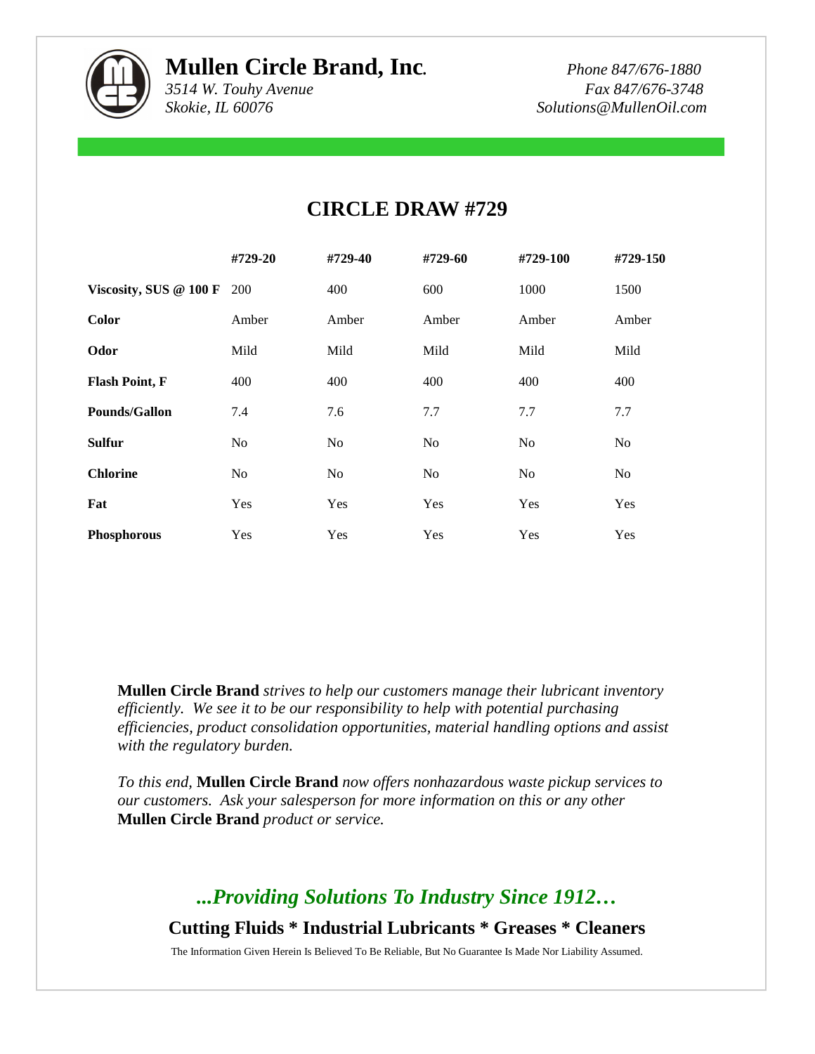# Mullen Circle Brand, Inc.

*3514 W. Touhy Avenue*
*Skokie, IL 60076*

*Phone 847/676-1880*
*Fax 847/676-3748*
*Solutions@MullenOil.com*

## CIRCLE DRAW #729

| | #729-20 | #729-40 | #729-60 | #729-100 | #729-150 |
|---|---|---|---|---|---|
| **Viscosity, SUS @ 100 F** | 200 | 400 | 600 | 1000 | 1500 |
| **Color** | Amber | Amber | Amber | Amber | Amber |
| **Odor** | Mild | Mild | Mild | Mild | Mild |
| **Flash Point, F** | 400 | 400 | 400 | 400 | 400 |
| **Pounds/Gallon** | 7.4 | 7.6 | 7.7 | 7.7 | 7.7 |
| **Sulfur** | No | No | No | No | No |
| **Chlorine** | No | No | No | No | No |
| **Fat** | Yes | Yes | Yes | Yes | Yes |
| **Phosphorous** | Yes | Yes | Yes | Yes | Yes |

**Mullen Circle Brand** *strives to help our customers manage their lubricant inventory efficiently. We see it to be our responsibility to help with potential purchasing efficiencies, product consolidation opportunities, material handling options and assist with the regulatory burden.*

*To this end,* **Mullen Circle Brand** *now offers nonhazardous waste pickup services to our customers. Ask your salesperson for more information on this or any other* **Mullen Circle Brand** *product or service.*

***...Providing Solutions To Industry Since 1912…***

**Cutting Fluids * Industrial Lubricants * Greases * Cleaners**

The Information Given Herein Is Believed To Be Reliable, But No Guarantee Is Made Nor Liability Assumed.